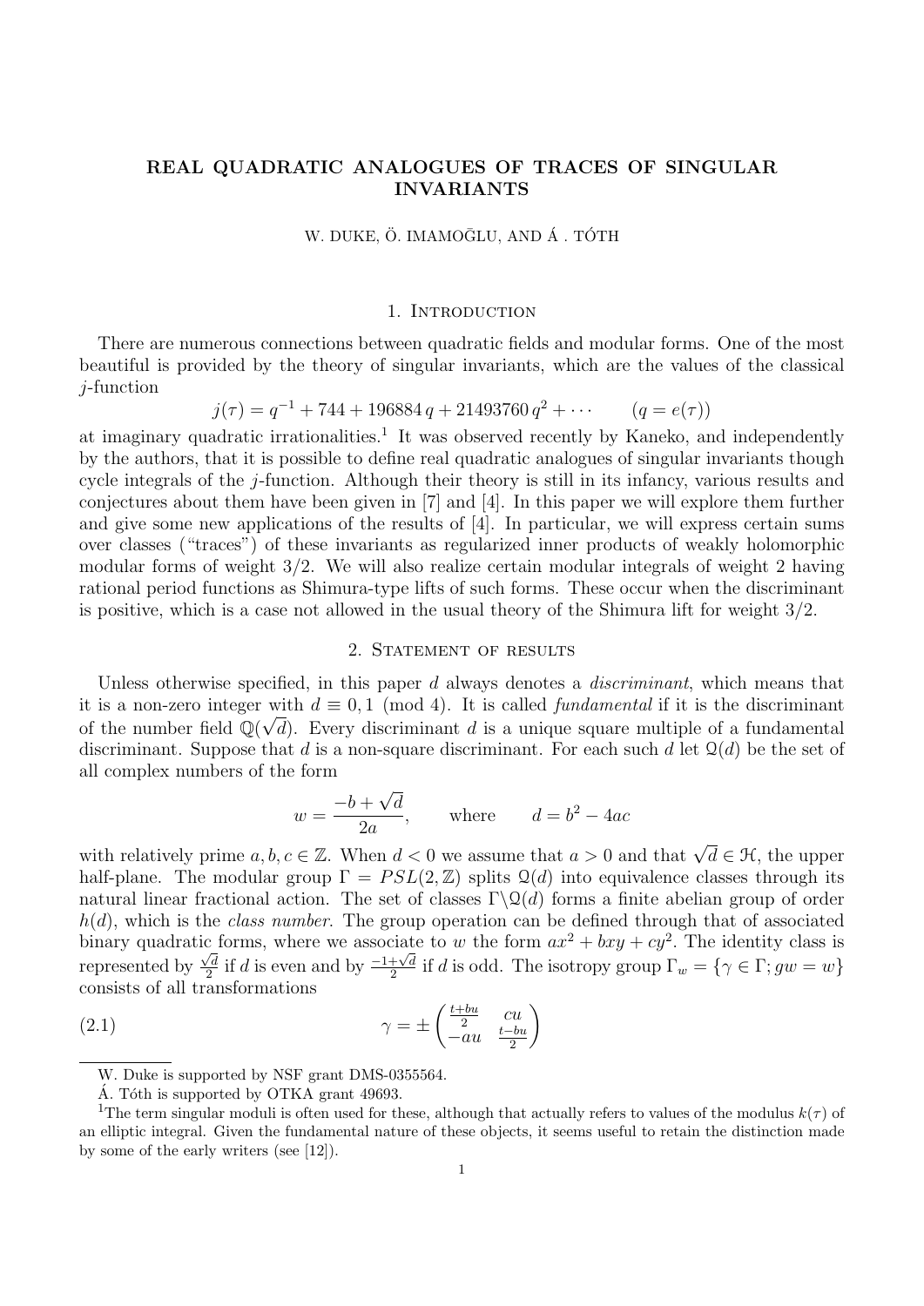# REAL QUADRATIC ANALOGUES OF TRACES OF SINGULAR INVARIANTS

W. DUKE, Ö. IMAMOĞLU, AND Á . TÓTH

## 1. Introduction

There are numerous connections between quadratic fields and modular forms. One of the most beautiful is provided by the theory of singular invariants, which are the values of the classical $j$-function

$$j(\tau) = q^{-1} + 744 + 196884\, q + 21493760\, q^2 + \cdots \qquad (q = e(\tau))$$

at imaginary quadratic irrationalities.[1] It was observed recently by Kaneko, and independently by the authors, that it is possible to define real quadratic analogues of singular invariants though cycle integrals of the $j$-function. Although their theory is still in its infancy, various results and conjectures about them have been given in [7] and [4]. In this paper we will explore them further and give some new applications of the results of [4]. In particular, we will express certain sums over classes ("traces") of these invariants as regularized inner products of weakly holomorphic modular forms of weight 3/2. We will also realize certain modular integrals of weight 2 having rational period functions as Shimura-type lifts of such forms. These occur when the discriminant is positive, which is a case not allowed in the usual theory of the Shimura lift for weight 3/2.

## 2. Statement of results

Unless otherwise specified, in this paper $d$ always denotes a *discriminant*, which means that it is a non-zero integer with $d \equiv 0, 1 \pmod 4$. It is called *fundamental* if it is the discriminant of the number field $\mathbb{Q}(\sqrt{d})$. Every discriminant $d$ is a unique square multiple of a fundamental discriminant. Suppose that $d$ is a non-square discriminant. For each such $d$ let $\mathcal{Q}(d)$ be the set of all complex numbers of the form

$$w = \frac{-b + \sqrt{d}}{2a}, \qquad \text{where} \qquad d = b^2 - 4ac$$

with relatively prime $a, b, c \in \mathbb{Z}$. When $d < 0$ we assume that $a > 0$ and that $\sqrt{d} \in \mathcal{H}$, the upper half-plane. The modular group $\Gamma = PSL(2, \mathbb{Z})$ splits $\mathcal{Q}(d)$ into equivalence classes through its natural linear fractional action. The set of classes $\Gamma \backslash \mathcal{Q}(d)$ forms a finite abelian group of order $h(d)$, which is the *class number*. The group operation can be defined through that of associated binary quadratic forms, where we associate to $w$ the form $ax^2 + bxy + cy^2$. The identity class is represented by $\frac{\sqrt{d}}{2}$ if $d$ is even and by $\frac{-1+\sqrt{d}}{2}$ if $d$ is odd. The isotropy group $\Gamma_w = \{\gamma \in \Gamma; gw = w\}$ consists of all transformations

$$\gamma = \pm \begin{pmatrix} \frac{t+bu}{2} & cu \\ -au & \frac{t-bu}{2} \end{pmatrix} \tag{2.1}$$

---

W. Duke is supported by NSF grant DMS-0355564.

Á. Tóth is supported by OTKA grant 49693.

[1] The term singular moduli is often used for these, although that actually refers to values of the modulus $k(\tau)$ of an elliptic integral. Given the fundamental nature of these objects, it seems useful to retain the distinction made by some of the early writers (see [12]).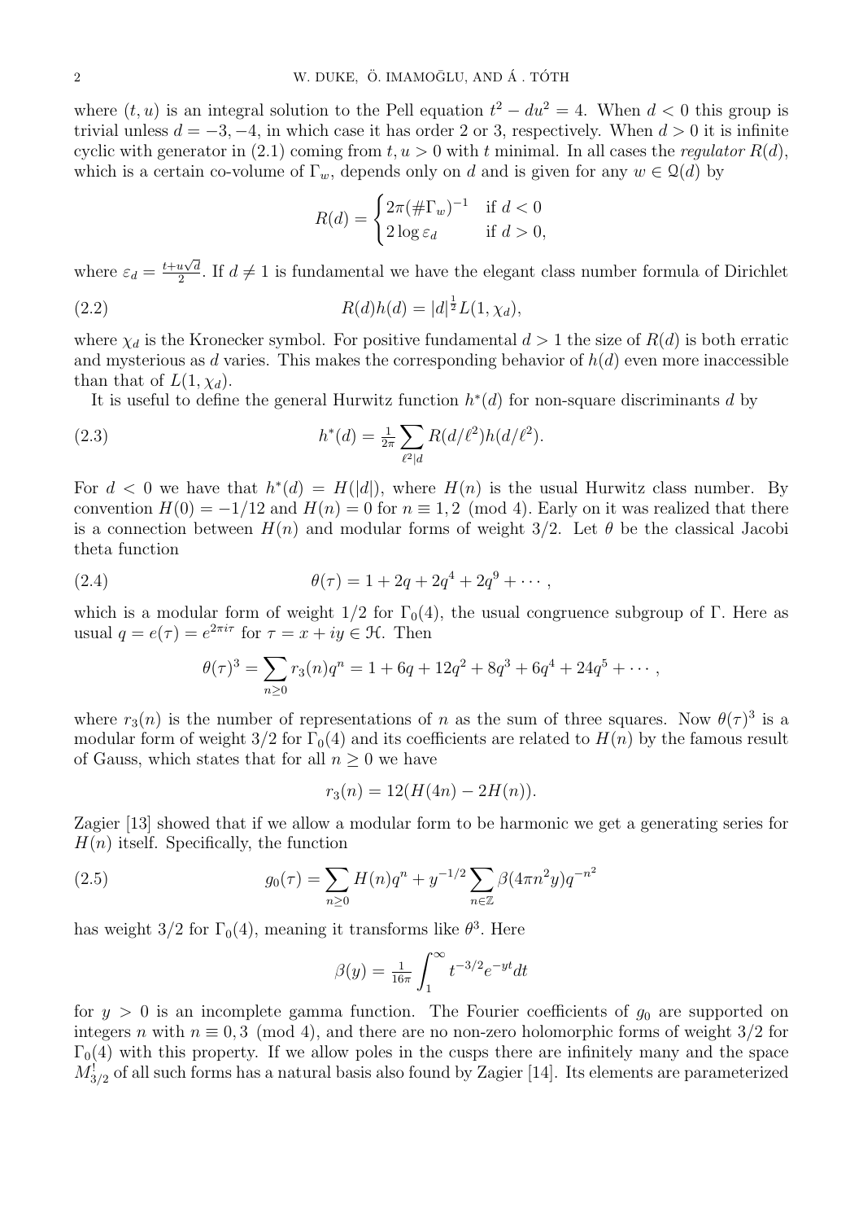where $(t, u)$ is an integral solution to the Pell equation $t^2 - du^2 = 4$. When $d < 0$ this group is trivial unless $d = -3, -4$, in which case it has order 2 or 3, respectively. When $d > 0$ it is infinite cyclic with generator in (2.1) coming from $t, u > 0$ with $t$ minimal. In all cases the *regulator* $R(d)$, which is a certain co-volume of $\Gamma_w$, depends only on $d$ and is given for any $w \in \mathcal{Q}(d)$ by

$$R(d) = \begin{cases} 2\pi(\#\Gamma_w)^{-1} & \text{if } d < 0 \\ 2\log \varepsilon_d & \text{if } d > 0, \end{cases}$$

where $\varepsilon_d = \frac{t+u\sqrt{d}}{2}$. If $d \neq 1$ is fundamental we have the elegant class number formula of Dirichlet

$$R(d)h(d) = |d|^{\frac{1}{2}} L(1, \chi_d), \tag{2.2}$$

where $\chi_d$ is the Kronecker symbol. For positive fundamental $d > 1$ the size of $R(d)$ is both erratic and mysterious as $d$ varies. This makes the corresponding behavior of $h(d)$ even more inaccessible than that of $L(1, \chi_d)$.

It is useful to define the general Hurwitz function $h^*(d)$ for non-square discriminants $d$ by

$$h^*(d) = \tfrac{1}{2\pi} \sum_{\ell^2 | d} R(d/\ell^2) h(d/\ell^2). \tag{2.3}$$

For $d < 0$ we have that $h^*(d) = H(|d|)$, where $H(n)$ is the usual Hurwitz class number. By convention $H(0) = -1/12$ and $H(n) = 0$ for $n \equiv 1, 2 \pmod 4$. Early on it was realized that there is a connection between $H(n)$ and modular forms of weight 3/2. Let $\theta$ be the classical Jacobi theta function

$$\theta(\tau) = 1 + 2q + 2q^4 + 2q^9 + \cdots, \tag{2.4}$$

which is a modular form of weight 1/2 for $\Gamma_0(4)$, the usual congruence subgroup of $\Gamma$. Here as usual $q = e(\tau) = e^{2\pi i \tau}$ for $\tau = x + iy \in \mathcal{H}$. Then

$$\theta(\tau)^3 = \sum_{n \geq 0} r_3(n) q^n = 1 + 6q + 12q^2 + 8q^3 + 6q^4 + 24q^5 + \cdots,$$

where $r_3(n)$ is the number of representations of $n$ as the sum of three squares. Now $\theta(\tau)^3$ is a modular form of weight 3/2 for $\Gamma_0(4)$ and its coefficients are related to $H(n)$ by the famous result of Gauss, which states that for all $n \geq 0$ we have

$$r_3(n) = 12(H(4n) - 2H(n)).$$

Zagier [13] showed that if we allow a modular form to be harmonic we get a generating series for $H(n)$ itself. Specifically, the function

$$g_0(\tau) = \sum_{n \geq 0} H(n) q^n + y^{-1/2} \sum_{n \in \mathbb{Z}} \beta(4\pi n^2 y) q^{-n^2} \tag{2.5}$$

has weight 3/2 for $\Gamma_0(4)$, meaning it transforms like $\theta^3$. Here

$$\beta(y) = \tfrac{1}{16\pi} \int_1^\infty t^{-3/2} e^{-yt} dt$$

for $y > 0$ is an incomplete gamma function. The Fourier coefficients of $g_0$ are supported on integers $n$ with $n \equiv 0, 3 \pmod 4$, and there are no non-zero holomorphic forms of weight 3/2 for $\Gamma_0(4)$ with this property. If we allow poles in the cusps there are infinitely many and the space $M^!_{3/2}$ of all such forms has a natural basis also found by Zagier [14]. Its elements are parameterized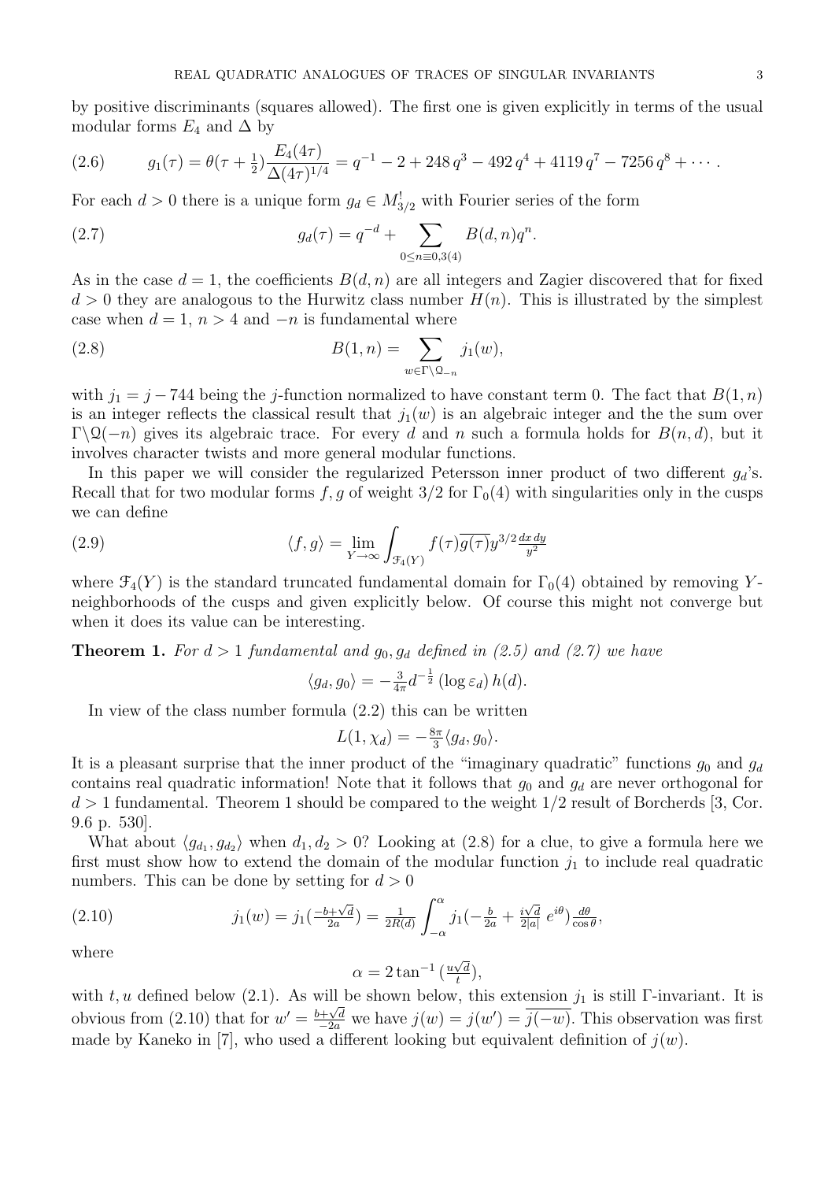by positive discriminants (squares allowed). The first one is given explicitly in terms of the usual modular forms $E_4$ and $\Delta$ by

$$g_1(\tau) = \theta(\tau + \tfrac{1}{2})\frac{E_4(4\tau)}{\Delta(4\tau)^{1/4}} = q^{-1} - 2 + 248\,q^3 - 492\,q^4 + 4119\,q^7 - 7256\,q^8 + \cdots. \tag{2.6}$$

For each $d > 0$ there is a unique form $g_d \in M^!_{3/2}$ with Fourier series of the form

$$g_d(\tau) = q^{-d} + \sum_{0 \le n \equiv 0,3(4)} B(d,n)q^n. \tag{2.7}$$

As in the case $d = 1$, the coefficients $B(d,n)$ are all integers and Zagier discovered that for fixed $d > 0$ they are analogous to the Hurwitz class number $H(n)$. This is illustrated by the simplest case when $d = 1$, $n > 4$ and $-n$ is fundamental where

$$B(1,n) = \sum_{w \in \Gamma \backslash \mathcal{Q}_{-n}} j_1(w), \tag{2.8}$$

with $j_1 = j - 744$ being the $j$-function normalized to have constant term 0. The fact that $B(1,n)$ is an integer reflects the classical result that $j_1(w)$ is an algebraic integer and the the sum over $\Gamma\backslash\mathcal{Q}(-n)$ gives its algebraic trace. For every $d$ and $n$ such a formula holds for $B(n,d)$, but it involves character twists and more general modular functions.

In this paper we will consider the regularized Petersson inner product of two different $g_d$'s. Recall that for two modular forms $f, g$ of weight $3/2$ for $\Gamma_0(4)$ with singularities only in the cusps we can define

$$\langle f, g\rangle = \lim_{Y\to\infty} \int_{\mathcal{F}_4(Y)} f(\tau)\overline{g(\tau)}y^{3/2}\tfrac{dx\,dy}{y^2} \tag{2.9}$$

where $\mathcal{F}_4(Y)$ is the standard truncated fundamental domain for $\Gamma_0(4)$ obtained by removing $Y$-neighborhoods of the cusps and given explicitly below. Of course this might not converge but when it does its value can be interesting.

**Theorem 1.** *For $d > 1$ fundamental and $g_0, g_d$ defined in (2.5) and (2.7) we have*

$$\langle g_d, g_0\rangle = -\tfrac{3}{4\pi} d^{-\frac{1}{2}} (\log \varepsilon_d)\, h(d).$$

In view of the class number formula (2.2) this can be written

$$L(1, \chi_d) = -\tfrac{8\pi}{3}\langle g_d, g_0\rangle.$$

It is a pleasant surprise that the inner product of the "imaginary quadratic" functions $g_0$ and $g_d$ contains real quadratic information! Note that it follows that $g_0$ and $g_d$ are never orthogonal for $d > 1$ fundamental. Theorem 1 should be compared to the weight $1/2$ result of Borcherds [3, Cor. 9.6 p. 530].

What about $\langle g_{d_1}, g_{d_2}\rangle$ when $d_1, d_2 > 0$? Looking at (2.8) for a clue, to give a formula here we first must show how to extend the domain of the modular function $j_1$ to include real quadratic numbers. This can be done by setting for $d > 0$

$$j_1(w) = j_1(\tfrac{-b+\sqrt{d}}{2a}) = \tfrac{1}{2R(d)} \int_{-\alpha}^{\alpha} j_1(-\tfrac{b}{2a} + \tfrac{i\sqrt{d}}{2|a|}\, e^{i\theta})\tfrac{d\theta}{\cos\theta}, \tag{2.10}$$

where

$$\alpha = 2\tan^{-1}(\tfrac{u\sqrt{d}}{t}),$$

with $t, u$ defined below (2.1). As will be shown below, this extension $j_1$ is still $\Gamma$-invariant. It is obvious from (2.10) that for $w' = \frac{b+\sqrt{d}}{-2a}$ we have $j(w) = j(w') = \overline{j(-w)}$. This observation was first made by Kaneko in [7], who used a different looking but equivalent definition of $j(w)$.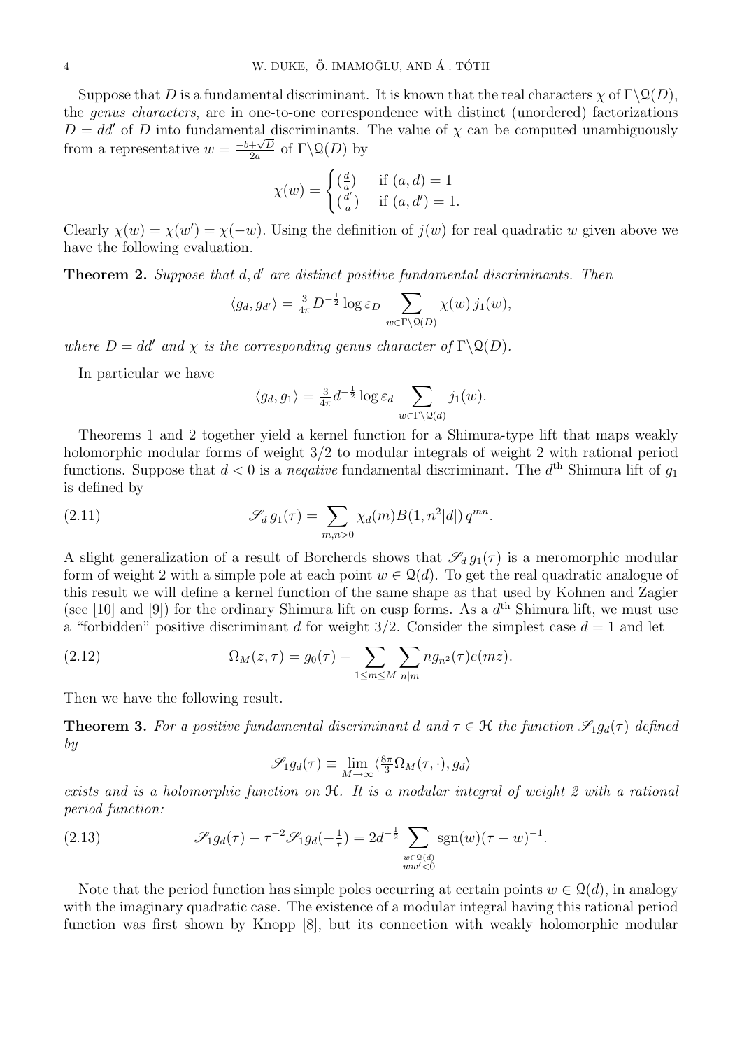Suppose that $D$ is a fundamental discriminant. It is known that the real characters $\chi$ of $\Gamma\backslash\mathcal{Q}(D)$, the *genus characters*, are in one-to-one correspondence with distinct (unordered) factorizations $D = dd'$ of $D$ into fundamental discriminants. The value of $\chi$ can be computed unambiguously from a representative $w = \frac{-b+\sqrt{D}}{2a}$ of $\Gamma\backslash\mathcal{Q}(D)$ by

$$\chi(w) = \begin{cases} (\frac{d}{a}) & \text{if } (a,d) = 1 \\ (\frac{d'}{a}) & \text{if } (a,d') = 1. \end{cases}$$

Clearly $\chi(w) = \chi(w') = \chi(-w)$. Using the definition of $j(w)$ for real quadratic $w$ given above we have the following evaluation.

**Theorem 2.** *Suppose that $d, d'$ are distinct positive fundamental discriminants. Then*

$$\langle g_d, g_{d'}\rangle = \tfrac{3}{4\pi} D^{-\frac{1}{2}} \log \varepsilon_D \sum_{w\in\Gamma\backslash\mathcal{Q}(D)} \chi(w)\, j_1(w),$$

*where $D = dd'$ and $\chi$ is the corresponding genus character of $\Gamma\backslash\mathcal{Q}(D)$.*

In particular we have

$$\langle g_d, g_1\rangle = \tfrac{3}{4\pi} d^{-\frac{1}{2}} \log \varepsilon_d \sum_{w\in\Gamma\backslash\mathcal{Q}(d)} j_1(w).$$

Theorems 1 and 2 together yield a kernel function for a Shimura-type lift that maps weakly holomorphic modular forms of weight 3/2 to modular integrals of weight 2 with rational period functions. Suppose that $d < 0$ is a *negative* fundamental discriminant. The $d^{\text{th}}$ Shimura lift of $g_1$ is defined by

$$\mathscr{S}_d\, g_1(\tau) = \sum_{m,n>0} \chi_d(m) B(1, n^2|d|)\, q^{mn}. \tag{2.11}$$

A slight generalization of a result of Borcherds shows that $\mathscr{S}_d\, g_1(\tau)$ is a meromorphic modular form of weight 2 with a simple pole at each point $w \in \mathcal{Q}(d)$. To get the real quadratic analogue of this result we will define a kernel function of the same shape as that used by Kohnen and Zagier (see [10] and [9]) for the ordinary Shimura lift on cusp forms. As a $d^{\text{th}}$ Shimura lift, we must use a "forbidden" positive discriminant $d$ for weight 3/2. Consider the simplest case $d = 1$ and let

$$\Omega_M(z,\tau) = g_0(\tau) - \sum_{1\le m\le M} \sum_{n|m} n g_{n^2}(\tau) e(mz). \tag{2.12}$$

Then we have the following result.

**Theorem 3.** *For a positive fundamental discriminant $d$ and $\tau \in \mathcal{H}$ the function $\mathscr{S}_1 g_d(\tau)$ defined by*

$$\mathscr{S}_1 g_d(\tau) \equiv \lim_{M\to\infty} \langle \tfrac{8\pi}{3} \Omega_M(\tau,\cdot), g_d\rangle$$

*exists and is a holomorphic function on $\mathcal{H}$. It is a modular integral of weight 2 with a rational period function:*

$$\mathscr{S}_1 g_d(\tau) - \tau^{-2} \mathscr{S}_1 g_d(-\tfrac{1}{\tau}) = 2d^{-\frac{1}{2}} \sum_{\substack{w\in\mathcal{Q}(d)\\ ww'<0}} \operatorname{sgn}(w)(\tau - w)^{-1}. \tag{2.13}$$

Note that the period function has simple poles occurring at certain points $w \in \mathcal{Q}(d)$, in analogy with the imaginary quadratic case. The existence of a modular integral having this rational period function was first shown by Knopp [8], but its connection with weakly holomorphic modular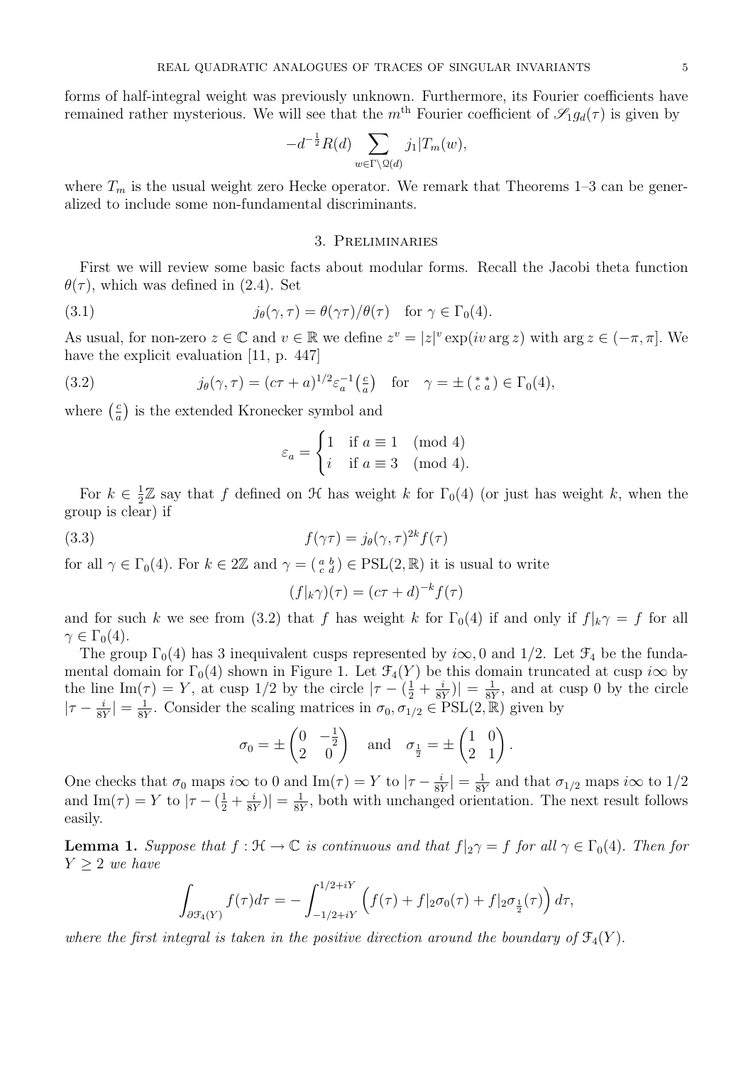forms of half-integral weight was previously unknown. Furthermore, its Fourier coefficients have remained rather mysterious. We will see that the $m^{\text{th}}$ Fourier coefficient of $\mathscr{S}_1 g_d(\tau)$ is given by

$$-d^{-\frac{1}{2}} R(d) \sum_{w \in \Gamma \backslash \mathcal{Q}(d)} j_1 | T_m(w),$$

where $T_m$ is the usual weight zero Hecke operator. We remark that Theorems 1–3 can be generalized to include some non-fundamental discriminants.

## 3. Preliminaries

First we will review some basic facts about modular forms. Recall the Jacobi theta function $\theta(\tau)$, which was defined in (2.4). Set

$$j_\theta(\gamma, \tau) = \theta(\gamma\tau)/\theta(\tau) \quad \text{for } \gamma \in \Gamma_0(4). \tag{3.1}$$

As usual, for non-zero $z \in \mathbb{C}$ and $v \in \mathbb{R}$ we define $z^v = |z|^v \exp(iv \arg z)$ with $\arg z \in (-\pi, \pi]$. We have the explicit evaluation [11, p. 447]

$$j_\theta(\gamma, \tau) = (c\tau + a)^{1/2} \varepsilon_a^{-1} \left(\tfrac{c}{a}\right) \quad \text{for} \quad \gamma = \pm \left(\begin{smallmatrix} * & * \\ c & a \end{smallmatrix}\right) \in \Gamma_0(4), \tag{3.2}$$

where $\left(\frac{c}{a}\right)$ is the extended Kronecker symbol and

$$\varepsilon_a = \begin{cases} 1 & \text{if } a \equiv 1 \pmod 4 \\ i & \text{if } a \equiv 3 \pmod 4. \end{cases}$$

For $k \in \frac{1}{2}\mathbb{Z}$ say that $f$ defined on $\mathcal{H}$ has weight $k$ for $\Gamma_0(4)$ (or just has weight $k$, when the group is clear) if

$$f(\gamma\tau) = j_\theta(\gamma, \tau)^{2k} f(\tau) \tag{3.3}$$

for all $\gamma \in \Gamma_0(4)$. For $k \in 2\mathbb{Z}$ and $\gamma = \left(\begin{smallmatrix} a & b \\ c & d \end{smallmatrix}\right) \in \mathrm{PSL}(2, \mathbb{R})$ it is usual to write

$$(f|_k \gamma)(\tau) = (c\tau + d)^{-k} f(\tau)$$

and for such $k$ we see from (3.2) that $f$ has weight $k$ for $\Gamma_0(4)$ if and only if $f|_k \gamma = f$ for all $\gamma \in \Gamma_0(4)$.

The group $\Gamma_0(4)$ has 3 inequivalent cusps represented by $i\infty, 0$ and $1/2$. Let $\mathcal{F}_4$ be the fundamental domain for $\Gamma_0(4)$ shown in Figure 1. Let $\mathcal{F}_4(Y)$ be this domain truncated at cusp $i\infty$ by the line $\mathrm{Im}(\tau) = Y$, at cusp $1/2$ by the circle $|\tau - (\frac{1}{2} + \frac{i}{8Y})| = \frac{1}{8Y}$, and at cusp 0 by the circle $|\tau - \frac{i}{8Y}| = \frac{1}{8Y}$. Consider the scaling matrices in $\sigma_0, \sigma_{1/2} \in \mathrm{PSL}(2, \mathbb{R})$ given by

$$\sigma_0 = \pm \begin{pmatrix} 0 & -\frac{1}{2} \\ 2 & 0 \end{pmatrix} \quad \text{and} \quad \sigma_{\frac{1}{2}} = \pm \begin{pmatrix} 1 & 0 \\ 2 & 1 \end{pmatrix}.$$

One checks that $\sigma_0$ maps $i\infty$ to 0 and $\mathrm{Im}(\tau) = Y$ to $|\tau - \frac{i}{8Y}| = \frac{1}{8Y}$ and that $\sigma_{1/2}$ maps $i\infty$ to $1/2$ and $\mathrm{Im}(\tau) = Y$ to $|\tau - (\frac{1}{2} + \frac{i}{8Y})| = \frac{1}{8Y}$, both with unchanged orientation. The next result follows easily.

**Lemma 1.** *Suppose that $f : \mathcal{H} \to \mathbb{C}$ is continuous and that $f|_2 \gamma = f$ for all $\gamma \in \Gamma_0(4)$. Then for $Y \geq 2$ we have*

$$\int_{\partial \mathcal{F}_4(Y)} f(\tau) d\tau = -\int_{-1/2+iY}^{1/2+iY} \left( f(\tau) + f|_2 \sigma_0(\tau) + f|_2 \sigma_{\frac{1}{2}}(\tau) \right) d\tau,$$

*where the first integral is taken in the positive direction around the boundary of $\mathcal{F}_4(Y)$.*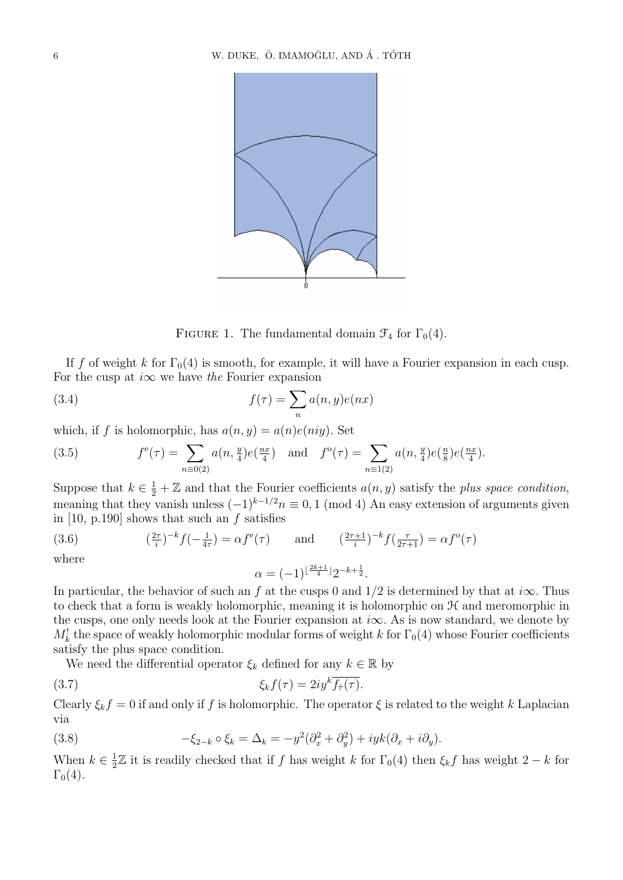FIGURE 1. The fundamental domain $\mathcal{F}_4$ for $\Gamma_0(4)$.

If $f$ of weight $k$ for $\Gamma_0(4)$ is smooth, for example, it will have a Fourier expansion in each cusp. For the cusp at $i\infty$ we have *the* Fourier expansion

$$f(\tau) = \sum_n a(n,y)e(nx) \tag{3.4}$$

which, if $f$ is holomorphic, has $a(n,y) = a(n)e(niy)$. Set

$$f^{\mathrm{e}}(\tau) = \sum_{n\equiv 0(2)} a(n, \tfrac{y}{4})e(\tfrac{nx}{4}) \quad \text{and} \quad f^{\mathrm{o}}(\tau) = \sum_{n\equiv 1(2)} a(n, \tfrac{y}{4})e(\tfrac{n}{8})e(\tfrac{nx}{4}). \tag{3.5}$$

Suppose that $k \in \frac{1}{2} + \mathbb{Z}$ and that the Fourier coefficients $a(n,y)$ satisfy the *plus space condition*, meaning that they vanish unless $(-1)^{k-1/2}n \equiv 0, 1 \pmod 4$ An easy extension of arguments given in [10, p.190] shows that such an $f$ satisfies

$$(\tfrac{2\tau}{i})^{-k} f(-\tfrac{1}{4\tau}) = \alpha f^{\mathrm{e}}(\tau) \qquad \text{and} \qquad (\tfrac{2\tau+1}{i})^{-k} f(\tfrac{\tau}{2\tau+1}) = \alpha f^{\mathrm{o}}(\tau) \tag{3.6}$$

where

$$\alpha = (-1)^{\lfloor \frac{2k+1}{4} \rfloor} 2^{-k+\frac{1}{2}}.$$

In particular, the behavior of such an $f$ at the cusps 0 and $1/2$ is determined by that at $i\infty$. Thus to check that a form is weakly holomorphic, meaning it is holomorphic on $\mathcal{H}$ and meromorphic in the cusps, one only needs look at the Fourier expansion at $i\infty$. As is now standard, we denote by $M_k^!$ the space of weakly holomorphic modular forms of weight $k$ for $\Gamma_0(4)$ whose Fourier coefficients satisfy the plus space condition.

We need the differential operator $\xi_k$ defined for any $k \in \mathbb{R}$ by

$$\xi_k f(\tau) = 2iy^k \overline{f_{\bar{\tau}}(\tau)}. \tag{3.7}$$

Clearly $\xi_k f = 0$ if and only if $f$ is holomorphic. The operator $\xi$ is related to the weight $k$ Laplacian via

$$-\xi_{2-k} \circ \xi_k = \Delta_k = -y^2(\partial_x^2 + \partial_y^2) + iyk(\partial_x + i\partial_y). \tag{3.8}$$

When $k \in \frac{1}{2}\mathbb{Z}$ it is readily checked that if $f$ has weight $k$ for $\Gamma_0(4)$ then $\xi_k f$ has weight $2-k$ for $\Gamma_0(4)$.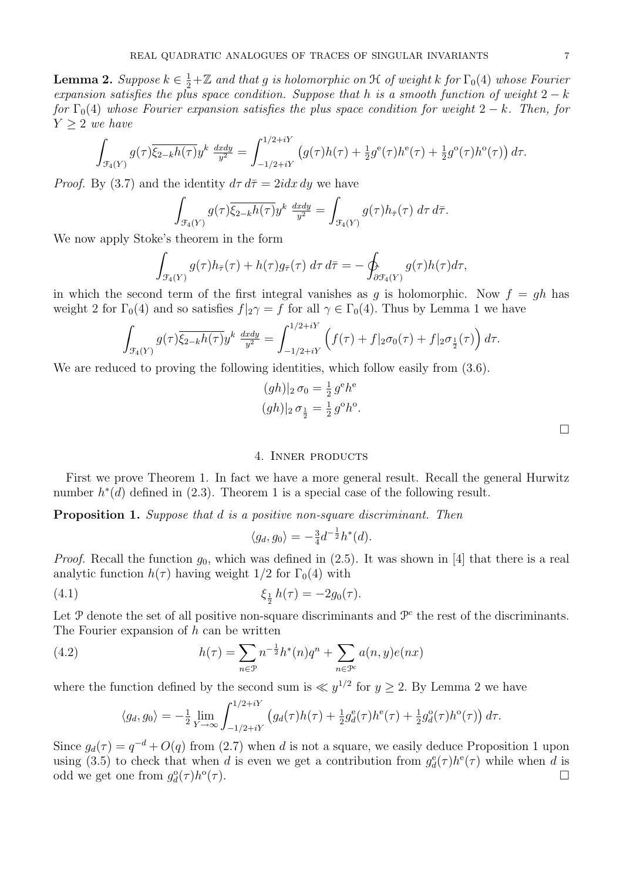**Lemma 2.** *Suppose $k \in \frac{1}{2}+\mathbb{Z}$ and that $g$ is holomorphic on $\mathcal{H}$ of weight $k$ for $\Gamma_0(4)$ whose Fourier expansion satisfies the plus space condition. Suppose that $h$ is a smooth function of weight $2-k$ for $\Gamma_0(4)$ whose Fourier expansion satisfies the plus space condition for weight $2-k$. Then, for $Y \geq 2$ we have*

$$\int_{\mathcal{F}_4(Y)} g(\tau)\overline{\xi_{2-k}h(\tau)}y^k \,\tfrac{dxdy}{y^2} = \int_{-1/2+iY}^{1/2+iY} \left(g(\tau)h(\tau) + \tfrac{1}{2}g^{\mathrm{e}}(\tau)h^{\mathrm{e}}(\tau) + \tfrac{1}{2}g^{\mathrm{o}}(\tau)h^{\mathrm{o}}(\tau)\right) d\tau.$$

*Proof.* By (3.7) and the identity $d\tau\, d\bar{\tau} = 2idx\,dy$ we have

$$\int_{\mathcal{F}_4(Y)} g(\tau)\overline{\xi_{2-k}h(\tau)}y^k \,\tfrac{dxdy}{y^2} = \int_{\mathcal{F}_4(Y)} g(\tau)h_{\bar{\tau}}(\tau)\; d\tau\, d\bar{\tau}.$$

We now apply Stoke's theorem in the form

$$\int_{\mathcal{F}_4(Y)} g(\tau)h_{\bar{\tau}}(\tau) + h(\tau)g_{\bar{\tau}}(\tau)\; d\tau\, d\bar{\tau} = -\oint_{\partial\mathcal{F}_4(Y)} g(\tau)h(\tau)d\tau,$$

in which the second term of the first integral vanishes as $g$ is holomorphic. Now $f = gh$ has weight 2 for $\Gamma_0(4)$ and so satisfies $f|_2\gamma = f$ for all $\gamma \in \Gamma_0(4)$. Thus by Lemma 1 we have

$$\int_{\mathcal{F}_4(Y)} g(\tau)\overline{\xi_{2-k}h(\tau)}y^k \,\tfrac{dxdy}{y^2} = \int_{-1/2+iY}^{1/2+iY} \Big(f(\tau) + f|_2\sigma_0(\tau) + f|_2\sigma_{\frac{1}{2}}(\tau)\Big)\, d\tau.$$

We are reduced to proving the following identities, which follow easily from (3.6).

$$(gh)|_2\,\sigma_0 = \tfrac{1}{2}\,g^{\mathrm{e}}h^{\mathrm{e}}$$
$$(gh)|_2\,\sigma_{\frac{1}{2}} = \tfrac{1}{2}\,g^{\mathrm{o}}h^{\mathrm{o}}.$$

□

## 4. Inner products

First we prove Theorem 1. In fact we have a more general result. Recall the general Hurwitz number $h^*(d)$ defined in (2.3). Theorem 1 is a special case of the following result.

**Proposition 1.** *Suppose that $d$ is a positive non-square discriminant. Then*

$$\langle g_d, g_0\rangle = -\tfrac{3}{4}d^{-\frac{1}{2}}h^*(d).$$

*Proof.* Recall the function $g_0$, which was defined in (2.5). It was shown in [4] that there is a real analytic function $h(\tau)$ having weight $1/2$ for $\Gamma_0(4)$ with

$$\xi_{\frac{1}{2}}\, h(\tau) = -2g_0(\tau). \tag{4.1}$$

Let $\mathcal{P}$ denote the set of all positive non-square discriminants and $\mathcal{P}^c$ the rest of the discriminants. The Fourier expansion of $h$ can be written

$$h(\tau) = \sum_{n\in\mathcal{P}} n^{-\frac{1}{2}}h^*(n)q^n + \sum_{n\in\mathcal{P}^c} a(n,y)e(nx) \tag{4.2}$$

where the function defined by the second sum is $\ll y^{1/2}$ for $y \geq 2$. By Lemma 2 we have

$$\langle g_d, g_0\rangle = -\tfrac{1}{2}\lim_{Y\to\infty}\int_{-1/2+iY}^{1/2+iY} \left(g_d(\tau)h(\tau) + \tfrac{1}{2}g_d^{\mathrm{e}}(\tau)h^{\mathrm{e}}(\tau) + \tfrac{1}{2}g_d^{\mathrm{o}}(\tau)h^{\mathrm{o}}(\tau)\right) d\tau.$$

Since $g_d(\tau) = q^{-d} + O(q)$ from (2.7) when $d$ is not a square, we easily deduce Proposition 1 upon using (3.5) to check that when $d$ is even we get a contribution from $g_d^{\mathrm{e}}(\tau)h^{\mathrm{e}}(\tau)$ while when $d$ is odd we get one from $g_d^{\mathrm{o}}(\tau)h^{\mathrm{o}}(\tau)$. □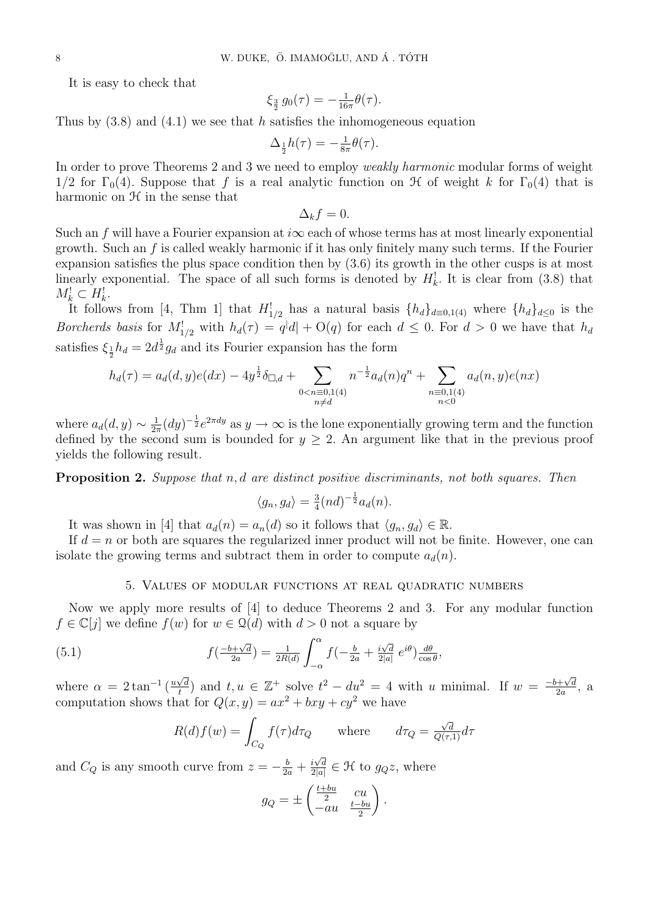It is easy to check that

$$\xi_{\frac{3}{2}}\, g_0(\tau) = -\tfrac{1}{16\pi}\theta(\tau).$$

Thus by (3.8) and (4.1) we see that $h$ satisfies the inhomogeneous equation

$$\Delta_{\frac{1}{2}} h(\tau) = -\tfrac{1}{8\pi}\theta(\tau).$$

In order to prove Theorems 2 and 3 we need to employ *weakly harmonic* modular forms of weight $1/2$ for $\Gamma_0(4)$. Suppose that $f$ is a real analytic function on $\mathcal{H}$ of weight $k$ for $\Gamma_0(4)$ that is harmonic on $\mathcal{H}$ in the sense that

$$\Delta_k f = 0.$$

Such an $f$ will have a Fourier expansion at $i\infty$ each of whose terms has at most linearly exponential growth. Such an $f$ is called weakly harmonic if it has only finitely many such terms. If the Fourier expansion satisfies the plus space condition then by (3.6) its growth in the other cusps is at most linearly exponential. The space of all such forms is denoted by $H_k^!$. It is clear from (3.8) that $M_k^! \subset H_k^!$.

It follows from [4, Thm 1] that $H_{1/2}^!$ has a natural basis $\{h_d\}_{d\equiv 0,1(4)}$ where $\{h_d\}_{d\leq 0}$ is the *Borcherds basis* for $M_{1/2}^!$ with $h_d(\tau) = q^{|d|} + \mathrm{O}(q)$ for each $d \leq 0$. For $d > 0$ we have that $h_d$ satisfies $\xi_{\frac{1}{2}} h_d = 2d^{\frac{1}{2}} g_d$ and its Fourier expansion has the form

$$h_d(\tau) = a_d(d,y)e(dx) - 4y^{\frac{1}{2}}\delta_{\square,d} + \sum_{\substack{0<n\equiv 0,1(4)\\ n\neq d}} n^{-\frac{1}{2}} a_d(n) q^n + \sum_{\substack{n\equiv 0,1(4)\\ n<0}} a_d(n,y)e(nx)$$

where $a_d(d,y) \sim \frac{1}{2\pi}(dy)^{-\frac{1}{2}} e^{2\pi d y}$ as $y \to \infty$ is the lone exponentially growing term and the function defined by the second sum is bounded for $y \geq 2$. An argument like that in the previous proof yields the following result.

**Proposition 2.** *Suppose that $n, d$ are distinct positive discriminants, not both squares. Then*

$$\langle g_n, g_d \rangle = \tfrac{3}{4}(nd)^{-\frac{1}{2}} a_d(n).$$

It was shown in [4] that $a_d(n) = a_n(d)$ so it follows that $\langle g_n, g_d\rangle \in \mathbb{R}$.

If $d = n$ or both are squares the regularized inner product will not be finite. However, one can isolate the growing terms and subtract them in order to compute $a_d(n)$.

## 5. Values of modular functions at real quadratic numbers

Now we apply more results of [4] to deduce Theorems 2 and 3. For any modular function $f \in \mathbb{C}[j]$ we define $f(w)$ for $w \in \mathcal{Q}(d)$ with $d > 0$ not a square by

$$f\left(\tfrac{-b+\sqrt{d}}{2a}\right) = \frac{1}{2R(d)} \int_{-\alpha}^{\alpha} f\left(-\tfrac{b}{2a} + \tfrac{i\sqrt{d}}{2|a|}\, e^{i\theta}\right) \tfrac{d\theta}{\cos\theta}, \tag{5.1}$$

where $\alpha = 2\tan^{-1}\left(\frac{u\sqrt{d}}{t}\right)$ and $t, u \in \mathbb{Z}^+$ solve $t^2 - du^2 = 4$ with $u$ minimal. If $w = \frac{-b+\sqrt{d}}{2a}$, a computation shows that for $Q(x,y) = ax^2 + bxy + cy^2$ we have

$$R(d) f(w) = \int_{C_Q} f(\tau) d\tau_Q \qquad \text{where} \qquad d\tau_Q = \tfrac{\sqrt{d}}{Q(\tau,1)} d\tau$$

and $C_Q$ is any smooth curve from $z = -\frac{b}{2a} + \frac{i\sqrt{d}}{2|a|} \in \mathcal{H}$ to $g_Q z$, where

$$g_Q = \pm \begin{pmatrix} \frac{t+bu}{2} & cu \\ -au & \frac{t-bu}{2} \end{pmatrix}.$$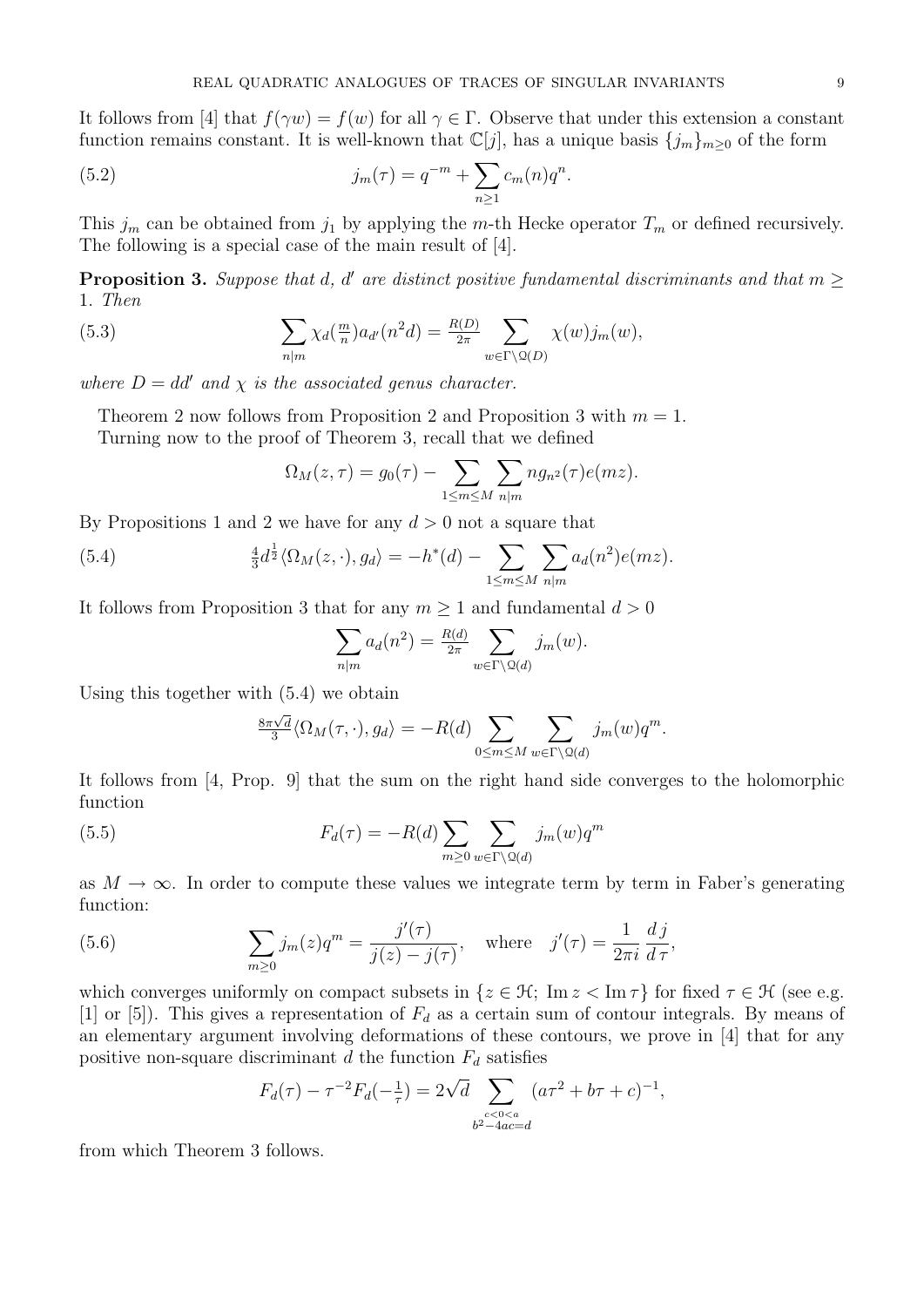It follows from [4] that $f(\gamma w) = f(w)$ for all $\gamma \in \Gamma$. Observe that under this extension a constant function remains constant. It is well-known that $\mathbb{C}[j]$, has a unique basis $\{j_m\}_{m\geq 0}$ of the form

$$j_m(\tau) = q^{-m} + \sum_{n\geq 1} c_m(n) q^n. \tag{5.2}$$

This $j_m$ can be obtained from $j_1$ by applying the $m$-th Hecke operator $T_m$ or defined recursively. The following is a special case of the main result of [4].

**Proposition 3.** *Suppose that $d$, $d'$ are distinct positive fundamental discriminants and that $m \geq 1$. Then*

$$\sum_{n|m} \chi_d(\tfrac{m}{n}) a_{d'}(n^2 d) = \tfrac{R(D)}{2\pi} \sum_{w\in\Gamma\backslash\mathcal{Q}(D)} \chi(w) j_m(w), \tag{5.3}$$

*where $D = dd'$ and $\chi$ is the associated genus character.*

Theorem 2 now follows from Proposition 2 and Proposition 3 with $m = 1$.

Turning now to the proof of Theorem 3, recall that we defined

$$\Omega_M(z,\tau) = g_0(\tau) - \sum_{1\leq m\leq M} \sum_{n|m} n g_{n^2}(\tau) e(mz).$$

By Propositions 1 and 2 we have for any $d > 0$ not a square that

$$\tfrac{4}{3} d^{\frac{1}{2}} \langle \Omega_M(z,\cdot), g_d\rangle = -h^*(d) - \sum_{1\leq m\leq M} \sum_{n|m} a_d(n^2) e(mz). \tag{5.4}$$

It follows from Proposition 3 that for any $m \geq 1$ and fundamental $d > 0$

$$\sum_{n|m} a_d(n^2) = \tfrac{R(d)}{2\pi} \sum_{w\in\Gamma\backslash\mathcal{Q}(d)} j_m(w).$$

Using this together with (5.4) we obtain

$$\tfrac{8\pi\sqrt{d}}{3} \langle \Omega_M(\tau,\cdot), g_d\rangle = -R(d) \sum_{0\leq m\leq M} \sum_{w\in\Gamma\backslash\mathcal{Q}(d)} j_m(w) q^m.$$

It follows from [4, Prop. 9] that the sum on the right hand side converges to the holomorphic function

$$F_d(\tau) = -R(d) \sum_{m\geq 0} \sum_{w\in\Gamma\backslash\mathcal{Q}(d)} j_m(w) q^m \tag{5.5}$$

as $M \to \infty$. In order to compute these values we integrate term by term in Faber's generating function:

$$\sum_{m\geq 0} j_m(z) q^m = \frac{j'(\tau)}{j(z) - j(\tau)}, \quad \text{where} \quad j'(\tau) = \frac{1}{2\pi i} \frac{dj}{d\tau}, \tag{5.6}$$

which converges uniformly on compact subsets in $\{z \in \mathcal{H};\ \operatorname{Im} z < \operatorname{Im} \tau\}$ for fixed $\tau \in \mathcal{H}$ (see e.g. [1] or [5]). This gives a representation of $F_d$ as a certain sum of contour integrals. By means of an elementary argument involving deformations of these contours, we prove in [4] that for any positive non-square discriminant $d$ the function $F_d$ satisfies

$$F_d(\tau) - \tau^{-2} F_d(-\tfrac{1}{\tau}) = 2\sqrt{d} \sum_{\substack{c<0<a \\ b^2-4ac=d}} (a\tau^2 + b\tau + c)^{-1},$$

from which Theorem 3 follows.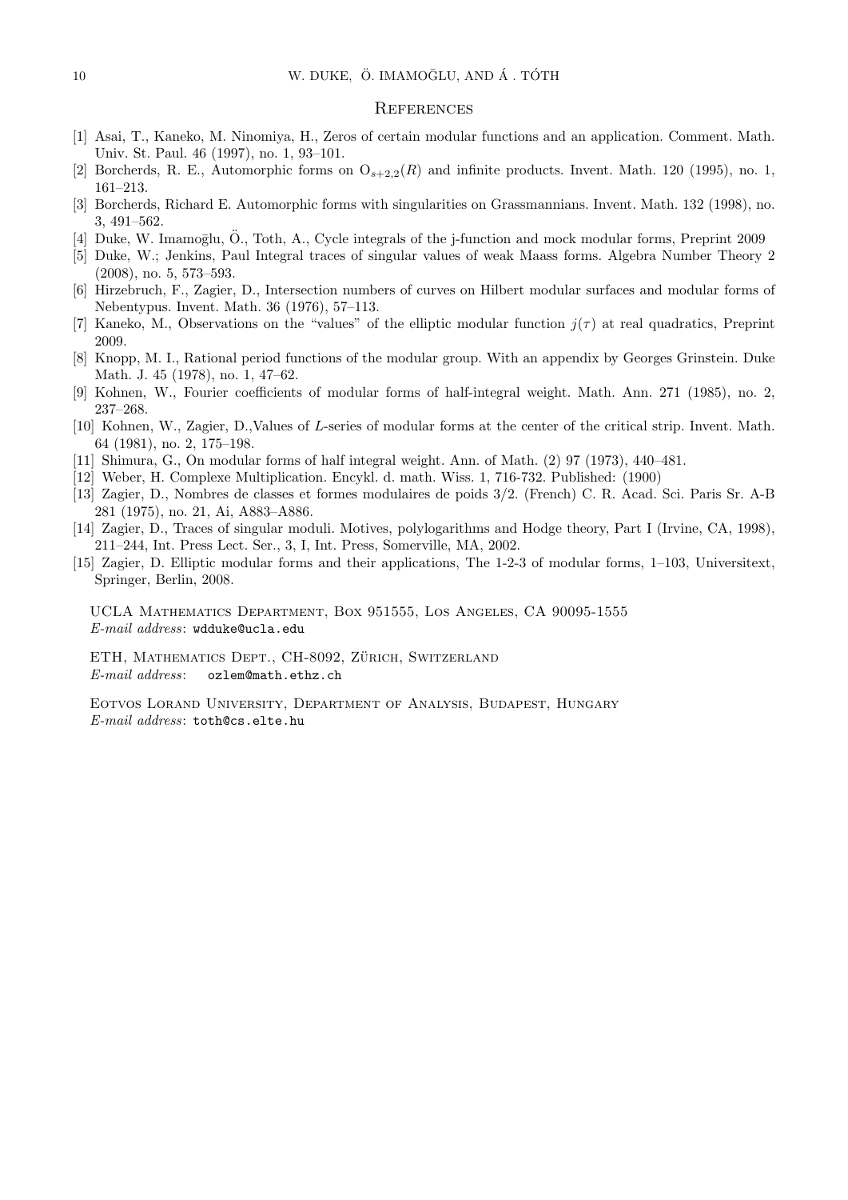## References

[1] Asai, T., Kaneko, M. Ninomiya, H., Zeros of certain modular functions and an application. Comment. Math. Univ. St. Paul. 46 (1997), no. 1, 93–101.

[2] Borcherds, R. E., Automorphic forms on $O_{s+2,2}(R)$ and infinite products. Invent. Math. 120 (1995), no. 1, 161–213.

[3] Borcherds, Richard E. Automorphic forms with singularities on Grassmannians. Invent. Math. 132 (1998), no. 3, 491–562.

[4] Duke, W. Imamoḡlu, Ö., Toth, A., Cycle integrals of the j-function and mock modular forms, Preprint 2009

[5] Duke, W.; Jenkins, Paul Integral traces of singular values of weak Maass forms. Algebra Number Theory 2 (2008), no. 5, 573–593.

[6] Hirzebruch, F., Zagier, D., Intersection numbers of curves on Hilbert modular surfaces and modular forms of Nebentypus. Invent. Math. 36 (1976), 57–113.

[7] Kaneko, M., Observations on the "values" of the elliptic modular function $j(\tau)$ at real quadratics, Preprint 2009.

[8] Knopp, M. I., Rational period functions of the modular group. With an appendix by Georges Grinstein. Duke Math. J. 45 (1978), no. 1, 47–62.

[9] Kohnen, W., Fourier coefficients of modular forms of half-integral weight. Math. Ann. 271 (1985), no. 2, 237–268.

[10] Kohnen, W., Zagier, D.,Values of $L$-series of modular forms at the center of the critical strip. Invent. Math. 64 (1981), no. 2, 175–198.

[11] Shimura, G., On modular forms of half integral weight. Ann. of Math. (2) 97 (1973), 440–481.

[12] Weber, H. Complexe Multiplication. Encykl. d. math. Wiss. 1, 716-732. Published: (1900)

[13] Zagier, D., Nombres de classes et formes modulaires de poids 3/2. (French) C. R. Acad. Sci. Paris Sr. A-B 281 (1975), no. 21, Ai, A883–A886.

[14] Zagier, D., Traces of singular moduli. Motives, polylogarithms and Hodge theory, Part I (Irvine, CA, 1998), 211–244, Int. Press Lect. Ser., 3, I, Int. Press, Somerville, MA, 2002.

[15] Zagier, D. Elliptic modular forms and their applications, The 1-2-3 of modular forms, 1–103, Universitext, Springer, Berlin, 2008.

UCLA Mathematics Department, Box 951555, Los Angeles, CA 90095-1555
*E-mail address*: wdduke@ucla.edu

ETH, Mathematics Dept., CH-8092, Zürich, Switzerland
*E-mail address*: ozlem@math.ethz.ch

Eotvos Lorand University, Department of Analysis, Budapest, Hungary
*E-mail address*: toth@cs.elte.hu